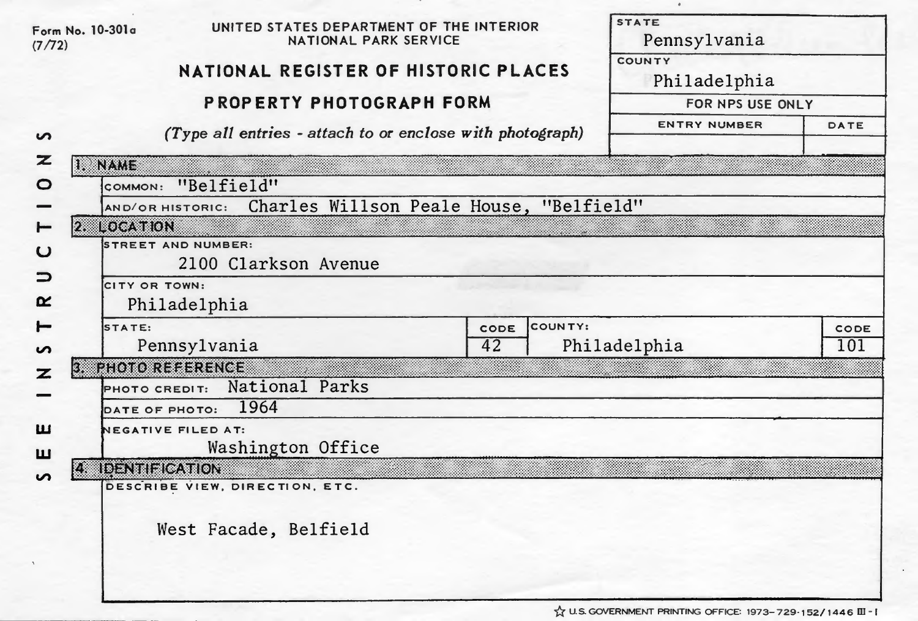Form No. 10-301a
(7/72)

UNITED STATES DEPARTMENT OF THE INTERIOR
NATIONAL PARK SERVICE

# NATIONAL REGISTER OF HISTORIC PLACES

## PROPERTY PHOTOGRAPH FORM

*(Type all entries - attach to or enclose with photograph)*

| STATE | |
|---|---|
| Pennsylvania | |
| COUNTY | |
| Philadelphia | |
| FOR NPS USE ONLY | |
| ENTRY NUMBER | DATE |
| | |

SEE INSTRUCTIONS

### 1. NAME

COMMON: "Belfield"

AND/OR HISTORIC: Charles Willson Peale House, "Belfield"

### 2. LOCATION

STREET AND NUMBER:
2100 Clarkson Avenue

CITY OR TOWN:
Philadelphia

| STATE: | CODE | COUNTY: | CODE |
|---|---|---|---|
| Pennsylvania | 42 | Philadelphia | 101 |

### 3. PHOTO REFERENCE

PHOTO CREDIT: National Parks

DATE OF PHOTO: 1964

NEGATIVE FILED AT:
Washington Office

### 4. IDENTIFICATION

DESCRIBE VIEW, DIRECTION, ETC.

West Facade, Belfield

U.S. GOVERNMENT PRINTING OFFICE: 1973-729-152/1446 III-1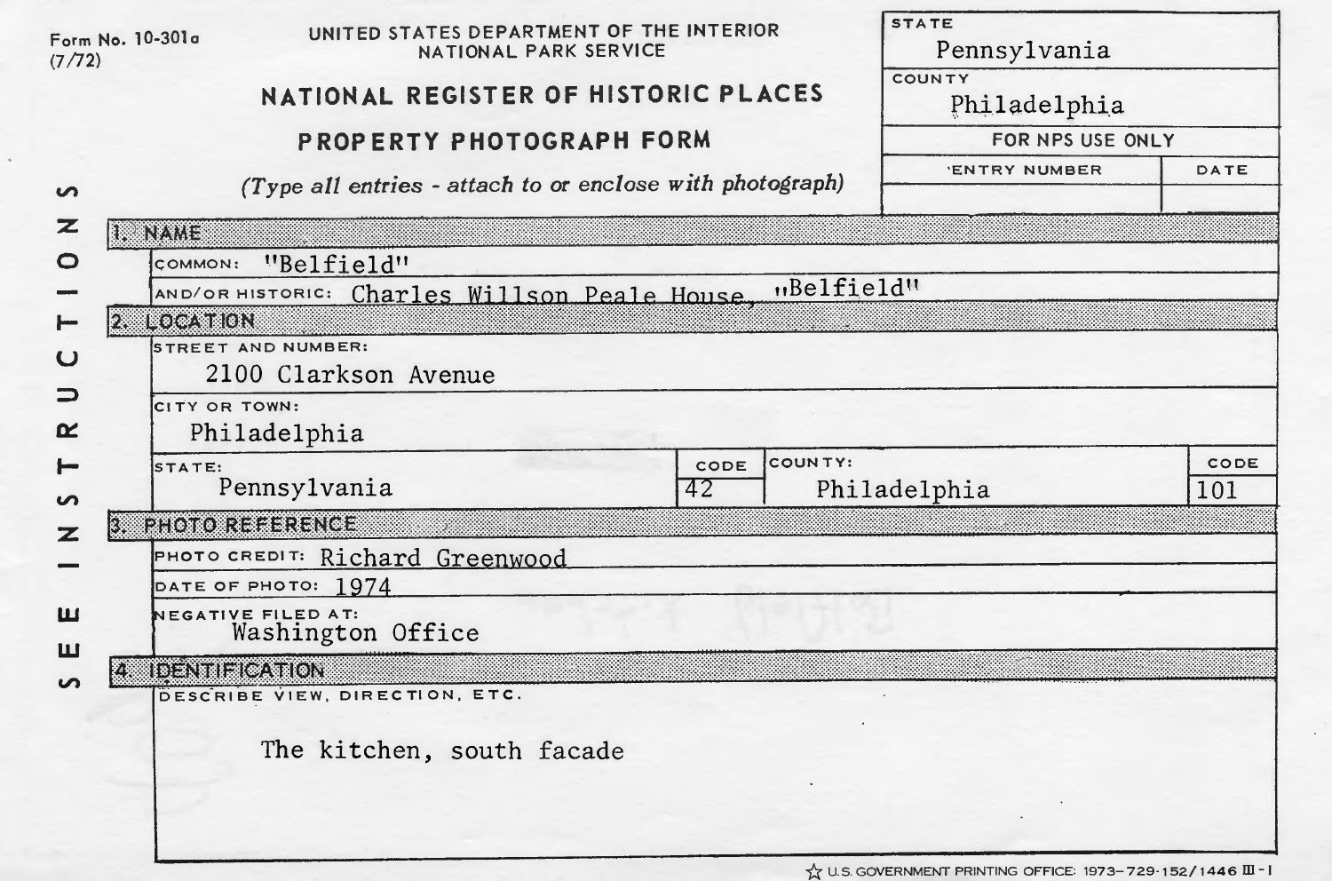Form No. 10-301a
(7/72)

UNITED STATES DEPARTMENT OF THE INTERIOR
NATIONAL PARK SERVICE

# NATIONAL REGISTER OF HISTORIC PLACES

## PROPERTY PHOTOGRAPH FORM

*(Type all entries - attach to or enclose with photograph)*

| | |
|---|---|
| STATE | Pennsylvania |
| COUNTY | Philadelphia |
| FOR NPS USE ONLY | |
| ENTRY NUMBER | DATE |
| | |

SEE INSTRUCTIONS

### 1. NAME

COMMON: "Belfield"

AND/OR HISTORIC: Charles Willson Peale House, "Belfield"

### 2. LOCATION

STREET AND NUMBER:
2100 Clarkson Avenue

CITY OR TOWN:
Philadelphia

| STATE: | CODE | COUNTY: | CODE |
|---|---|---|---|
| Pennsylvania | 42 | Philadelphia | 101 |

### 3. PHOTO REFERENCE

PHOTO CREDIT: Richard Greenwood

DATE OF PHOTO: 1974

NEGATIVE FILED AT:
Washington Office

### 4. IDENTIFICATION

DESCRIBE VIEW, DIRECTION, ETC.

The kitchen, south facade

U.S. GOVERNMENT PRINTING OFFICE: 1973-729-152/1446 III-1